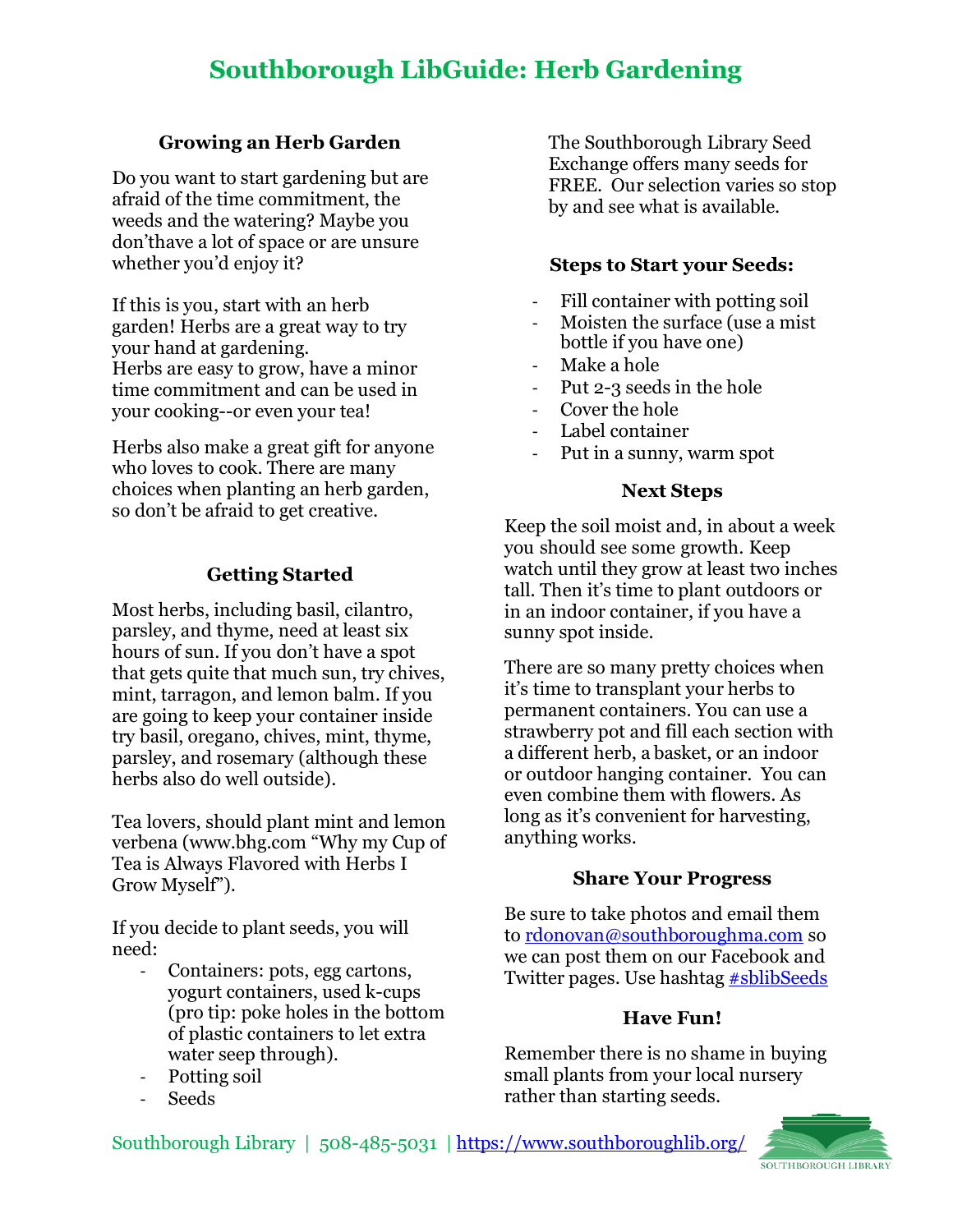# Southborough LibGuide: Herb Gardening

## Growing an Herb Garden

Do you want to start gardening but are afraid of the time commitment, the weeds and the watering? Maybe you don'thave a lot of space or are unsure whether you'd enjoy it?

If this is you, start with an herb garden! Herbs are a great way to try your hand at gardening.
Herbs are easy to grow, have a minor time commitment and can be used in your cooking--or even your tea!

Herbs also make a great gift for anyone who loves to cook. There are many choices when planting an herb garden, so don't be afraid to get creative.

## Getting Started

Most herbs, including basil, cilantro, parsley, and thyme, need at least six hours of sun. If you don't have a spot that gets quite that much sun, try chives, mint, tarragon, and lemon balm. If you are going to keep your container inside try basil, oregano, chives, mint, thyme, parsley, and rosemary (although these herbs also do well outside).

Tea lovers, should plant mint and lemon verbena (www.bhg.com "Why my Cup of Tea is Always Flavored with Herbs I Grow Myself").

If you decide to plant seeds, you will need:

- Containers: pots, egg cartons, yogurt containers, used k-cups (pro tip: poke holes in the bottom of plastic containers to let extra water seep through).
- Potting soil
- Seeds

The Southborough Library Seed Exchange offers many seeds for FREE. Our selection varies so stop by and see what is available.

## Steps to Start your Seeds:

- Fill container with potting soil
- Moisten the surface (use a mist bottle if you have one)
- Make a hole
- Put 2-3 seeds in the hole
- Cover the hole
- Label container
- Put in a sunny, warm spot

## Next Steps

Keep the soil moist and, in about a week you should see some growth. Keep watch until they grow at least two inches tall. Then it's time to plant outdoors or in an indoor container, if you have a sunny spot inside.

There are so many pretty choices when it's time to transplant your herbs to permanent containers. You can use a strawberry pot and fill each section with a different herb, a basket, or an indoor or outdoor hanging container. You can even combine them with flowers. As long as it's convenient for harvesting, anything works.

## Share Your Progress

Be sure to take photos and email them to rdonovan@southboroughma.com so we can post them on our Facebook and Twitter pages. Use hashtag #sblibSeeds

## Have Fun!

Remember there is no shame in buying small plants from your local nursery rather than starting seeds.

Southborough Library | 508-485-5031 | https://www.southboroughlib.org/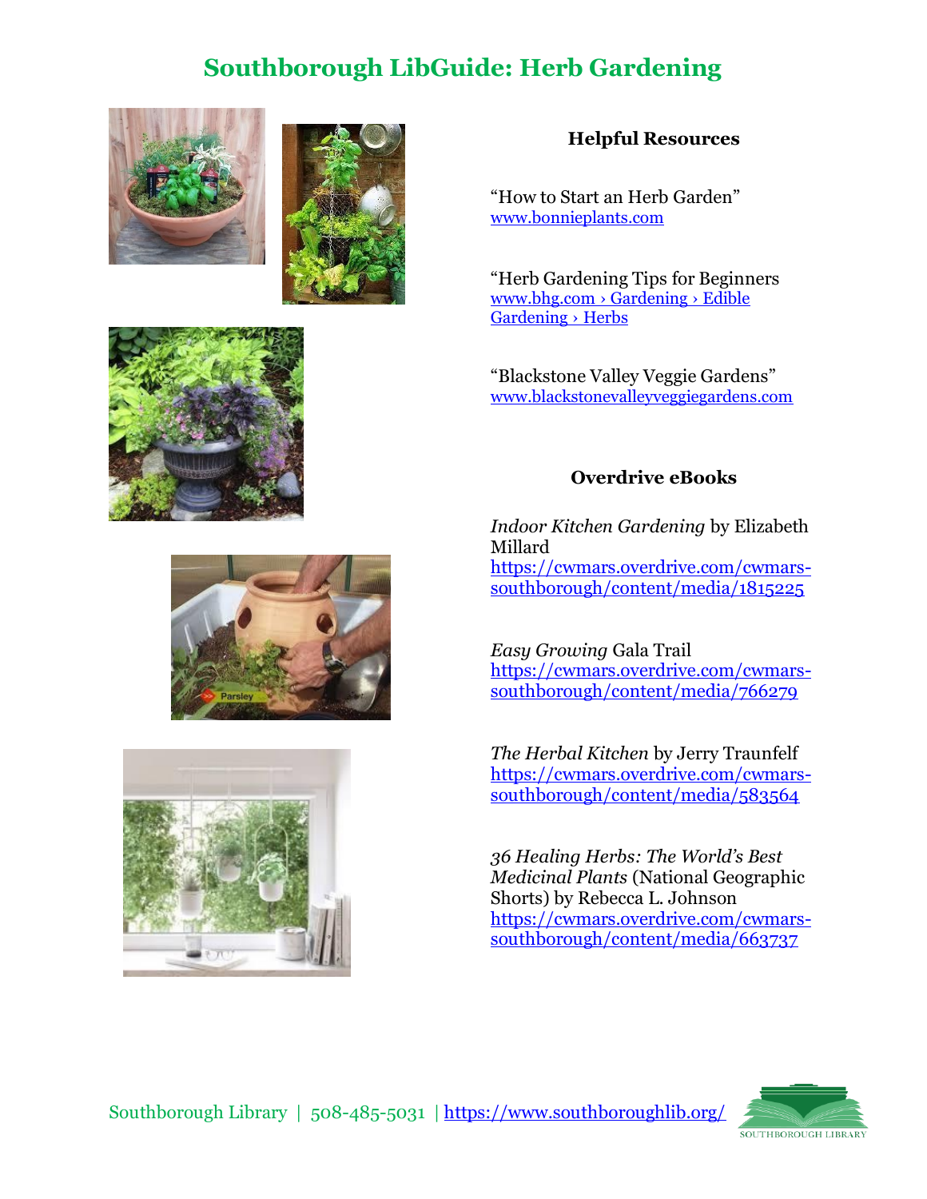# Southborough LibGuide: Herb Gardening

## Helpful Resources

"How to Start an Herb Garden"
www.bonnieplants.com

"Herb Gardening Tips for Beginners
www.bhg.com › Gardening › Edible Gardening › Herbs

"Blackstone Valley Veggie Gardens"
www.blackstonevalleyveggiegardens.com

## Overdrive eBooks

*Indoor Kitchen Gardening* by Elizabeth Millard
https://cwmars.overdrive.com/cwmars-southborough/content/media/1815225

*Easy Growing* Gala Trail
https://cwmars.overdrive.com/cwmars-southborough/content/media/766279

*The Herbal Kitchen* by Jerry Traunfelf
https://cwmars.overdrive.com/cwmars-southborough/content/media/583564

*36 Healing Herbs: The World's Best Medicinal Plants* (National Geographic Shorts) by Rebecca L. Johnson
https://cwmars.overdrive.com/cwmars-southborough/content/media/663737

Southborough Library | 508-485-5031 | https://www.southboroughlib.org/